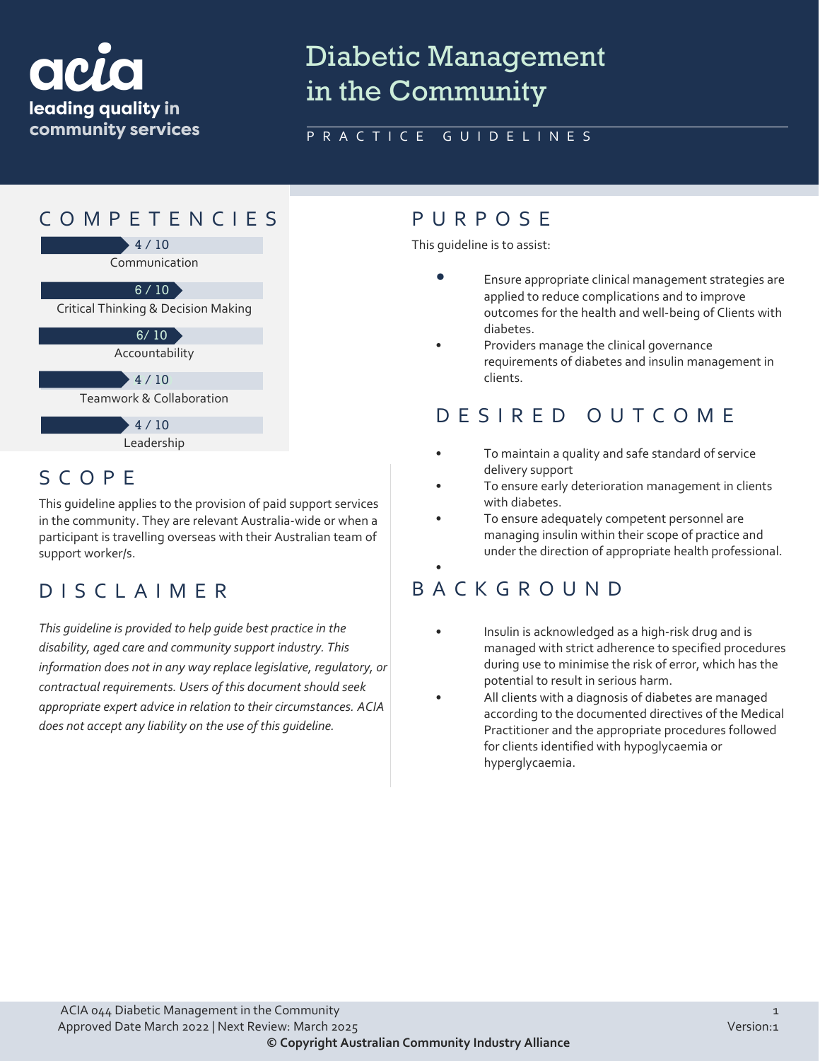acia
leading quality in community services

# Diabetic Management in the Community

PRACTICE GUIDELINES

## COMPETENCIES

4 / 10
Communication

6 / 10
Critical Thinking & Decision Making

6/ 10
Accountability

4 / 10
Teamwork & Collaboration

4 / 10
Leadership

## SCOPE

This guideline applies to the provision of paid support services in the community. They are relevant Australia-wide or when a participant is travelling overseas with their Australian team of support worker/s.

## DISCLAIMER

*This guideline is provided to help guide best practice in the disability, aged care and community support industry. This information does not in any way replace legislative, regulatory, or contractual requirements. Users of this document should seek appropriate expert advice in relation to their circumstances. ACIA does not accept any liability on the use of this guideline.*

## PURPOSE

This guideline is to assist:

- Ensure appropriate clinical management strategies are applied to reduce complications and to improve outcomes for the health and well-being of Clients with diabetes.
- Providers manage the clinical governance requirements of diabetes and insulin management in clients.

## DESIRED OUTCOME

- To maintain a quality and safe standard of service delivery support
- To ensure early deterioration management in clients with diabetes.
- To ensure adequately competent personnel are managing insulin within their scope of practice and under the direction of appropriate health professional.

## BACKGROUND

- Insulin is acknowledged as a high-risk drug and is managed with strict adherence to specified procedures during use to minimise the risk of error, which has the potential to result in serious harm.
- All clients with a diagnosis of diabetes are managed according to the documented directives of the Medical Practitioner and the appropriate procedures followed for clients identified with hypoglycaemia or hyperglycaemia.

ACIA 044 Diabetic Management in the Community
Approved Date March 2022 | Next Review: March 2025
**© Copyright Australian Community Industry Alliance**
Version:1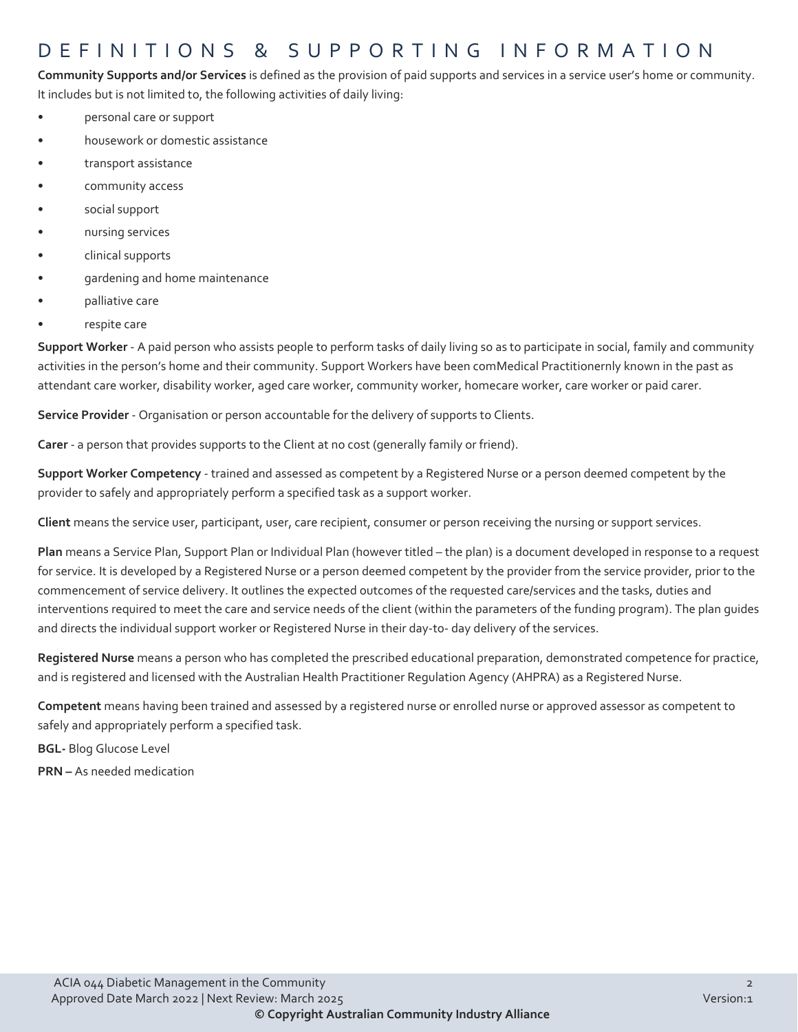# DEFINITIONS & SUPPORTING INFORMATION

**Community Supports and/or Services** is defined as the provision of paid supports and services in a service user's home or community. It includes but is not limited to, the following activities of daily living:

- personal care or support
- housework or domestic assistance
- transport assistance
- community access
- social support
- nursing services
- clinical supports
- gardening and home maintenance
- palliative care
- respite care

**Support Worker** - A paid person who assists people to perform tasks of daily living so as to participate in social, family and community activities in the person's home and their community. Support Workers have been comMedical Practitionernly known in the past as attendant care worker, disability worker, aged care worker, community worker, homecare worker, care worker or paid carer.

**Service Provider** - Organisation or person accountable for the delivery of supports to Clients.

**Carer** - a person that provides supports to the Client at no cost (generally family or friend).

**Support Worker Competency** - trained and assessed as competent by a Registered Nurse or a person deemed competent by the provider to safely and appropriately perform a specified task as a support worker.

**Client** means the service user, participant, user, care recipient, consumer or person receiving the nursing or support services.

**Plan** means a Service Plan, Support Plan or Individual Plan (however titled – the plan) is a document developed in response to a request for service. It is developed by a Registered Nurse or a person deemed competent by the provider from the service provider, prior to the commencement of service delivery. It outlines the expected outcomes of the requested care/services and the tasks, duties and interventions required to meet the care and service needs of the client (within the parameters of the funding program). The plan guides and directs the individual support worker or Registered Nurse in their day-to- day delivery of the services.

**Registered Nurse** means a person who has completed the prescribed educational preparation, demonstrated competence for practice, and is registered and licensed with the Australian Health Practitioner Regulation Agency (AHPRA) as a Registered Nurse.

**Competent** means having been trained and assessed by a registered nurse or enrolled nurse or approved assessor as competent to safely and appropriately perform a specified task.

**BGL-** Blog Glucose Level

**PRN –** As needed medication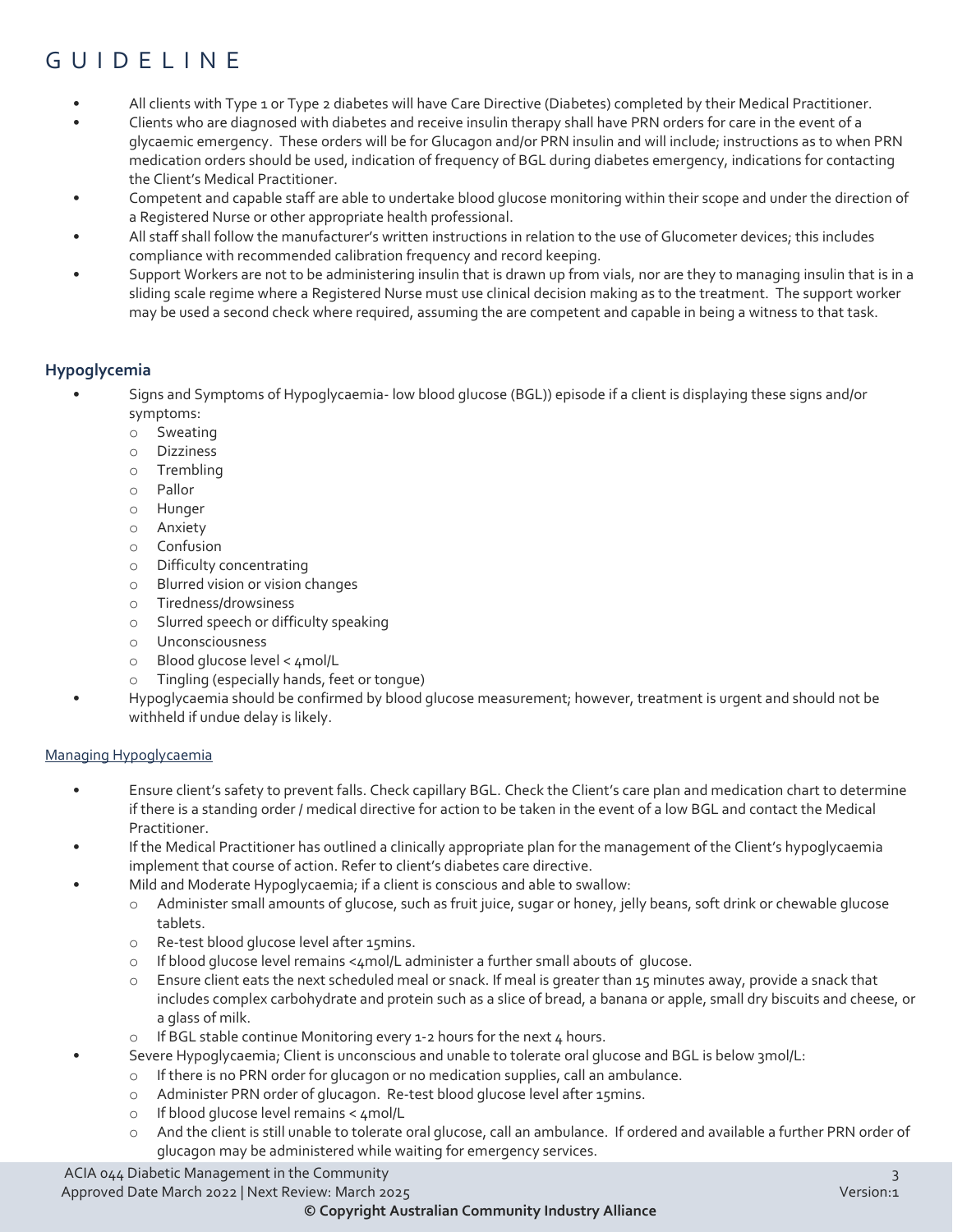# GUIDELINE

- All clients with Type 1 or Type 2 diabetes will have Care Directive (Diabetes) completed by their Medical Practitioner.
- Clients who are diagnosed with diabetes and receive insulin therapy shall have PRN orders for care in the event of a glycaemic emergency. These orders will be for Glucagon and/or PRN insulin and will include; instructions as to when PRN medication orders should be used, indication of frequency of BGL during diabetes emergency, indications for contacting the Client's Medical Practitioner.
- Competent and capable staff are able to undertake blood glucose monitoring within their scope and under the direction of a Registered Nurse or other appropriate health professional.
- All staff shall follow the manufacturer's written instructions in relation to the use of Glucometer devices; this includes compliance with recommended calibration frequency and record keeping.
- Support Workers are not to be administering insulin that is drawn up from vials, nor are they to managing insulin that is in a sliding scale regime where a Registered Nurse must use clinical decision making as to the treatment. The support worker may be used a second check where required, assuming the are competent and capable in being a witness to that task.

### Hypoglycemia

- Signs and Symptoms of Hypoglycaemia- low blood glucose (BGL)) episode if a client is displaying these signs and/or symptoms:
  - Sweating
  - Dizziness
  - Trembling
  - Pallor
  - Hunger
  - Anxiety
  - Confusion
  - Difficulty concentrating
  - Blurred vision or vision changes
  - Tiredness/drowsiness
  - Slurred speech or difficulty speaking
  - Unconsciousness
  - Blood glucose level < 4mol/L
  - Tingling (especially hands, feet or tongue)
- Hypoglycaemia should be confirmed by blood glucose measurement; however, treatment is urgent and should not be withheld if undue delay is likely.

#### Managing Hypoglycaemia

- Ensure client's safety to prevent falls. Check capillary BGL. Check the Client's care plan and medication chart to determine if there is a standing order / medical directive for action to be taken in the event of a low BGL and contact the Medical Practitioner.
- If the Medical Practitioner has outlined a clinically appropriate plan for the management of the Client's hypoglycaemia implement that course of action. Refer to client's diabetes care directive.
- Mild and Moderate Hypoglycaemia; if a client is conscious and able to swallow:
  - Administer small amounts of glucose, such as fruit juice, sugar or honey, jelly beans, soft drink or chewable glucose tablets.
  - Re-test blood glucose level after 15mins.
  - If blood glucose level remains <4mol/L administer a further small abouts of glucose.
  - Ensure client eats the next scheduled meal or snack. If meal is greater than 15 minutes away, provide a snack that includes complex carbohydrate and protein such as a slice of bread, a banana or apple, small dry biscuits and cheese, or a glass of milk.
  - If BGL stable continue Monitoring every 1-2 hours for the next 4 hours.
- Severe Hypoglycaemia; Client is unconscious and unable to tolerate oral glucose and BGL is below 3mol/L:
  - If there is no PRN order for glucagon or no medication supplies, call an ambulance.
  - Administer PRN order of glucagon. Re-test blood glucose level after 15mins.
  - If blood glucose level remains < 4mol/L
  - And the client is still unable to tolerate oral glucose, call an ambulance. If ordered and available a further PRN order of glucagon may be administered while waiting for emergency services.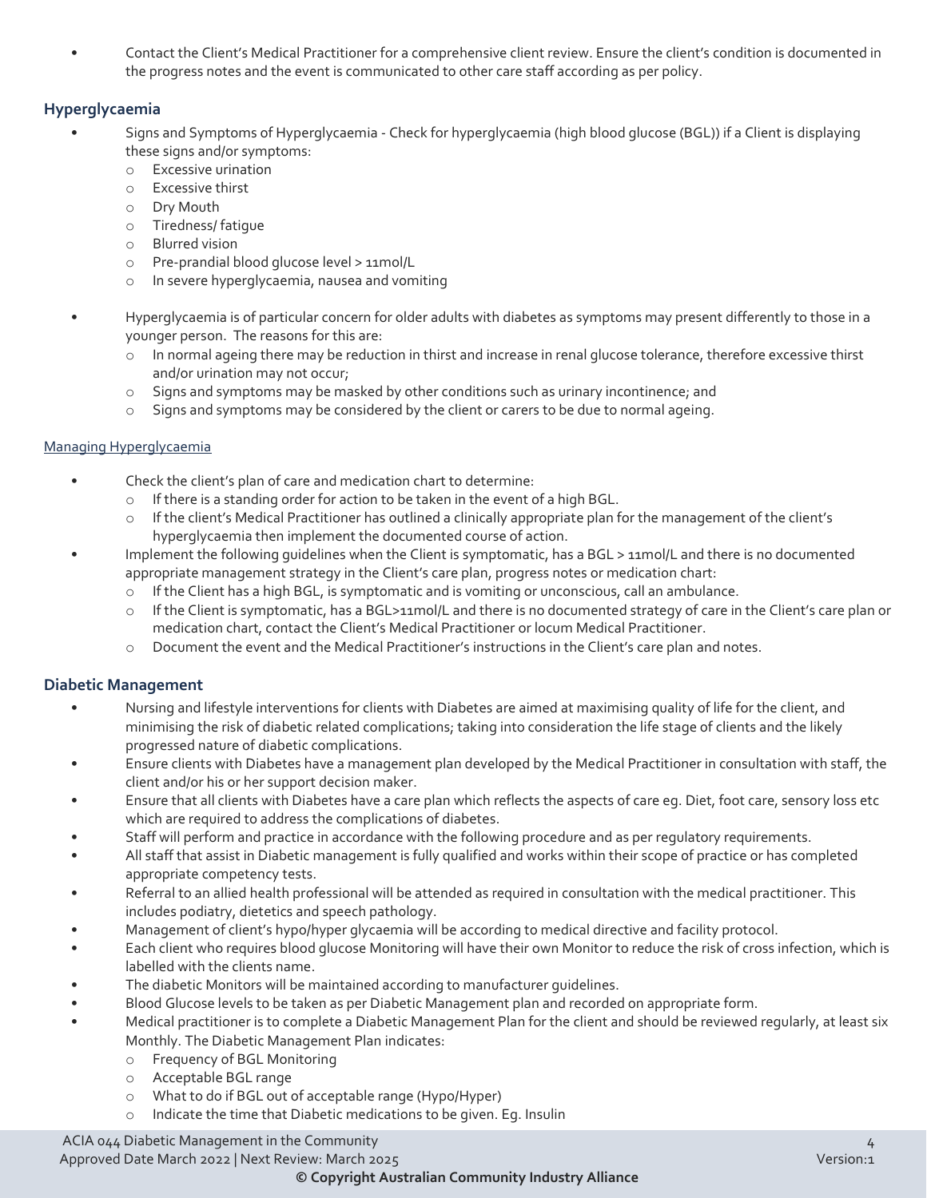- Contact the Client's Medical Practitioner for a comprehensive client review. Ensure the client's condition is documented in the progress notes and the event is communicated to other care staff according as per policy.

### Hyperglycaemia

- Signs and Symptoms of Hyperglycaemia - Check for hyperglycaemia (high blood glucose (BGL)) if a Client is displaying these signs and/or symptoms:
  - Excessive urination
  - Excessive thirst
  - Dry Mouth
  - Tiredness/ fatigue
  - Blurred vision
  - Pre-prandial blood glucose level > 11mol/L
  - In severe hyperglycaemia, nausea and vomiting

- Hyperglycaemia is of particular concern for older adults with diabetes as symptoms may present differently to those in a younger person. The reasons for this are:
  - In normal ageing there may be reduction in thirst and increase in renal glucose tolerance, therefore excessive thirst and/or urination may not occur;
  - Signs and symptoms may be masked by other conditions such as urinary incontinence; and
  - Signs and symptoms may be considered by the client or carers to be due to normal ageing.

<u>Managing Hyperglycaemia</u>

- Check the client's plan of care and medication chart to determine:
  - If there is a standing order for action to be taken in the event of a high BGL.
  - If the client's Medical Practitioner has outlined a clinically appropriate plan for the management of the client's hyperglycaemia then implement the documented course of action.
- Implement the following guidelines when the Client is symptomatic, has a BGL > 11mol/L and there is no documented appropriate management strategy in the Client's care plan, progress notes or medication chart:
  - If the Client has a high BGL, is symptomatic and is vomiting or unconscious, call an ambulance.
  - If the Client is symptomatic, has a BGL>11mol/L and there is no documented strategy of care in the Client's care plan or medication chart, contact the Client's Medical Practitioner or locum Medical Practitioner.
  - Document the event and the Medical Practitioner's instructions in the Client's care plan and notes.

### Diabetic Management

- Nursing and lifestyle interventions for clients with Diabetes are aimed at maximising quality of life for the client, and minimising the risk of diabetic related complications; taking into consideration the life stage of clients and the likely progressed nature of diabetic complications.
- Ensure clients with Diabetes have a management plan developed by the Medical Practitioner in consultation with staff, the client and/or his or her support decision maker.
- Ensure that all clients with Diabetes have a care plan which reflects the aspects of care eg. Diet, foot care, sensory loss etc which are required to address the complications of diabetes.
- Staff will perform and practice in accordance with the following procedure and as per regulatory requirements.
- All staff that assist in Diabetic management is fully qualified and works within their scope of practice or has completed appropriate competency tests.
- Referral to an allied health professional will be attended as required in consultation with the medical practitioner. This includes podiatry, dietetics and speech pathology.
- Management of client's hypo/hyper glycaemia will be according to medical directive and facility protocol.
- Each client who requires blood glucose Monitoring will have their own Monitor to reduce the risk of cross infection, which is labelled with the clients name.
- The diabetic Monitors will be maintained according to manufacturer guidelines.
- Blood Glucose levels to be taken as per Diabetic Management plan and recorded on appropriate form.
- Medical practitioner is to complete a Diabetic Management Plan for the client and should be reviewed regularly, at least six Monthly. The Diabetic Management Plan indicates:
  - Frequency of BGL Monitoring
  - Acceptable BGL range
  - What to do if BGL out of acceptable range (Hypo/Hyper)
  - Indicate the time that Diabetic medications to be given. Eg. Insulin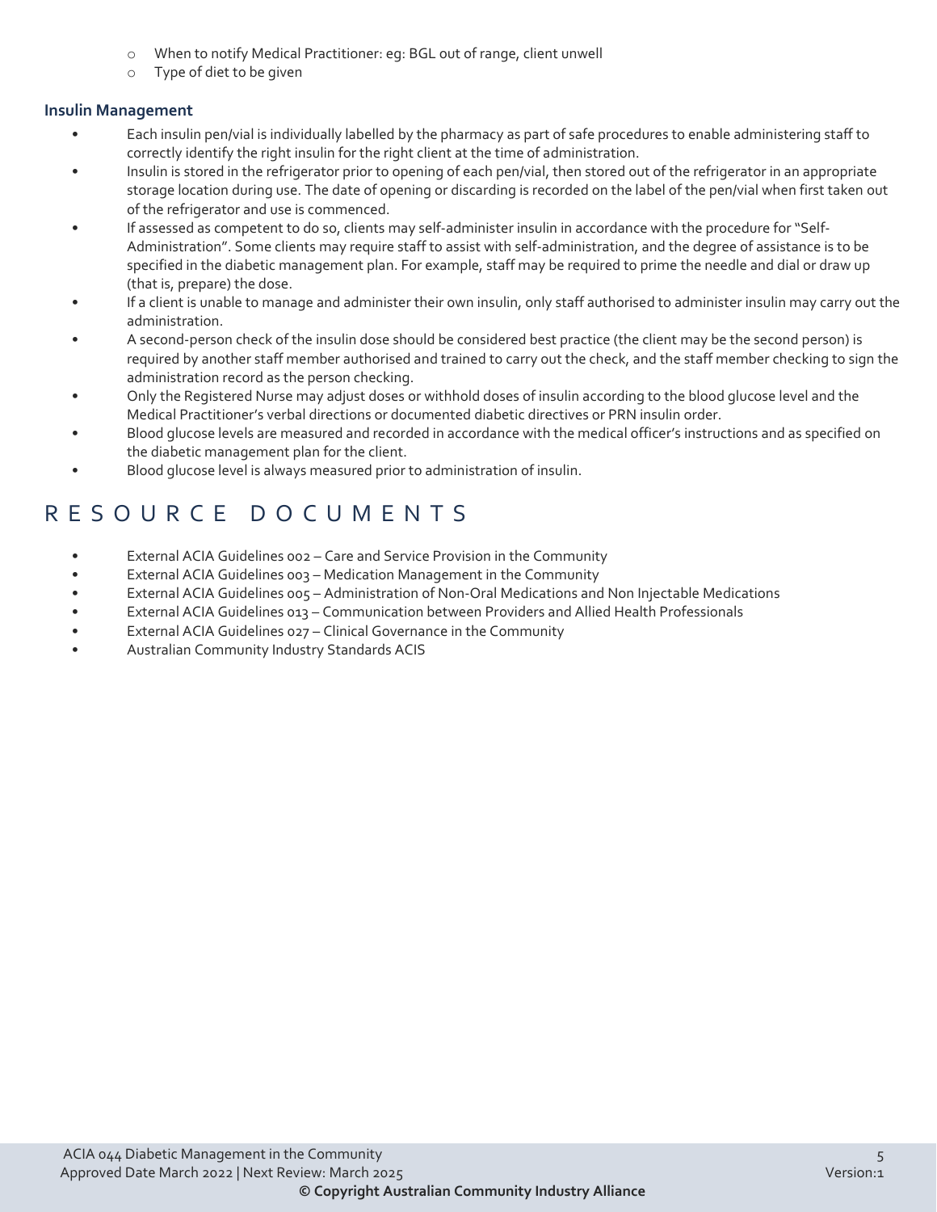- When to notify Medical Practitioner: eg: BGL out of range, client unwell
- Type of diet to be given

### Insulin Management

- Each insulin pen/vial is individually labelled by the pharmacy as part of safe procedures to enable administering staff to correctly identify the right insulin for the right client at the time of administration.
- Insulin is stored in the refrigerator prior to opening of each pen/vial, then stored out of the refrigerator in an appropriate storage location during use. The date of opening or discarding is recorded on the label of the pen/vial when first taken out of the refrigerator and use is commenced.
- If assessed as competent to do so, clients may self-administer insulin in accordance with the procedure for "Self-Administration". Some clients may require staff to assist with self-administration, and the degree of assistance is to be specified in the diabetic management plan. For example, staff may be required to prime the needle and dial or draw up (that is, prepare) the dose.
- If a client is unable to manage and administer their own insulin, only staff authorised to administer insulin may carry out the administration.
- A second-person check of the insulin dose should be considered best practice (the client may be the second person) is required by another staff member authorised and trained to carry out the check, and the staff member checking to sign the administration record as the person checking.
- Only the Registered Nurse may adjust doses or withhold doses of insulin according to the blood glucose level and the Medical Practitioner's verbal directions or documented diabetic directives or PRN insulin order.
- Blood glucose levels are measured and recorded in accordance with the medical officer's instructions and as specified on the diabetic management plan for the client.
- Blood glucose level is always measured prior to administration of insulin.

# RESOURCE DOCUMENTS

- External ACIA Guidelines 002 – Care and Service Provision in the Community
- External ACIA Guidelines 003 – Medication Management in the Community
- External ACIA Guidelines 005 – Administration of Non-Oral Medications and Non Injectable Medications
- External ACIA Guidelines 013 – Communication between Providers and Allied Health Professionals
- External ACIA Guidelines 027 – Clinical Governance in the Community
- Australian Community Industry Standards ACIS